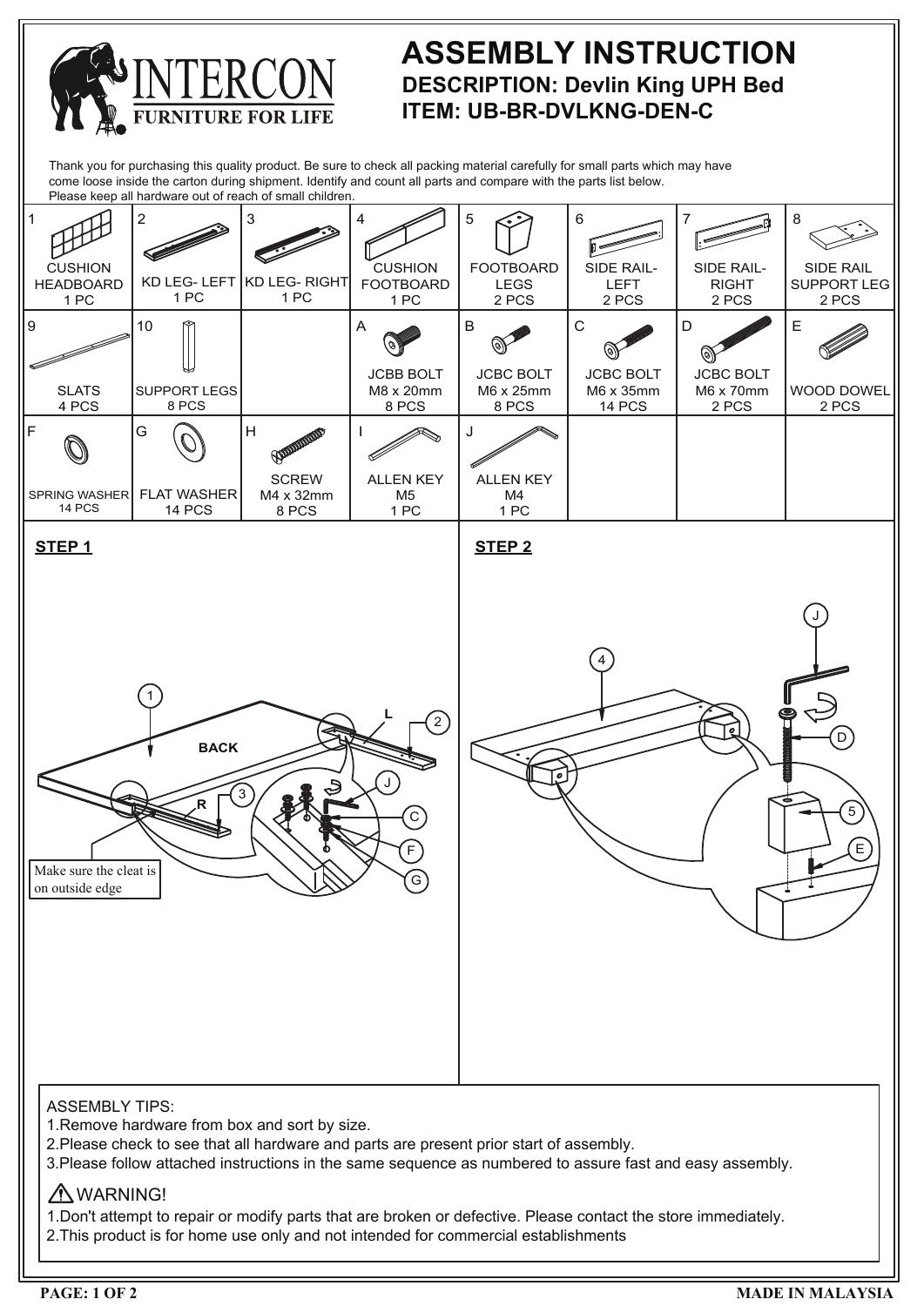# ASSEMBLY INSTRUCTION

**DESCRIPTION: Devlin King UPH Bed**

**ITEM: UB-BR-DVLKNG-DEN-C**

INTERCON
FURNITURE FOR LIFE

Thank you for purchasing this quality product. Be sure to check all packing material carefully for small parts which may have come loose inside the carton during shipment. Identify and count all parts and compare with the parts list below.
Please keep all hardware out of reach of small children.

| 1 | 2 | 3 | 4 | 5 | 6 | 7 | 8 |
|---|---|---|---|---|---|---|---|
| CUSHION HEADBOARD 1 PC | KD LEG- LEFT 1 PC | KD LEG- RIGHT 1 PC | CUSHION FOOTBOARD 1 PC | FOOTBOARD LEGS 2 PCS | SIDE RAIL- LEFT 2 PCS | SIDE RAIL- RIGHT 2 PCS | SIDE RAIL SUPPORT LEG 2 PCS |
| **9** | **10** | | **A** | **B** | **C** | **D** | **E** |
| SLATS 4 PCS | SUPPORT LEGS 8 PCS | | JCBB BOLT M8 x 20mm 8 PCS | JCBC BOLT M6 x 25mm 8 PCS | JCBC BOLT M6 x 35mm 14 PCS | JCBC BOLT M6 x 70mm 2 PCS | WOOD DOWEL 2 PCS |
| **F** | **G** | **H** | **I** | **J** | | | |
| SPRING WASHER 14 PCS | FLAT WASHER 14 PCS | SCREW M4 x 32mm 8 PCS | ALLEN KEY M5 1 PC | ALLEN KEY M4 1 PC | | | |

## STEP 1

BACK

L

R

Make sure the cleat is on outside edge

## STEP 2

ASSEMBLY TIPS:

1. Remove hardware from box and sort by size.
2. Please check to see that all hardware and parts are present prior start of assembly.
3. Please follow attached instructions in the same sequence as numbered to assure fast and easy assembly.

⚠ WARNING!

1. Don't attempt to repair or modify parts that are broken or defective. Please contact the store immediately.
2. This product is for home use only and not intended for commercial establishments

MADE IN MALAYSIA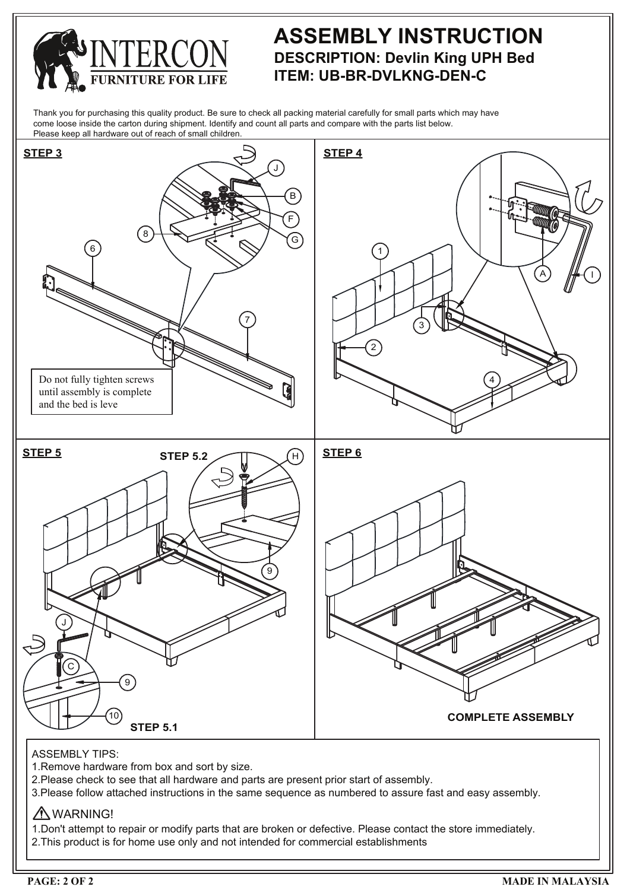# ASSEMBLY INSTRUCTION

**DESCRIPTION: Devlin King UPH Bed**

**ITEM: UB-BR-DVLKNG-DEN-C**

Thank you for purchasing this quality product. Be sure to check all packing material carefully for small parts which may have come loose inside the carton during shipment. Identify and count all parts and compare with the parts list below.
Please keep all hardware out of reach of small children.

## STEP 3

J
B
F
G
8
6
7

Do not fully tighten screws until assembly is complete and the bed is leve

## STEP 4

1
A
I
3
2
4

## STEP 5

STEP 5.2

H
9
J
C
9
10

STEP 5.1

## STEP 6

COMPLETE ASSEMBLY

ASSEMBLY TIPS:

1. Remove hardware from box and sort by size.
2. Please check to see that all hardware and parts are present prior start of assembly.
3. Please follow attached instructions in the same sequence as numbered to assure fast and easy assembly.

⚠ WARNING!

1. Don't attempt to repair or modify parts that are broken or defective. Please contact the store immediately.
2. This product is for home use only and not intended for commercial establishments

MADE IN MALAYSIA